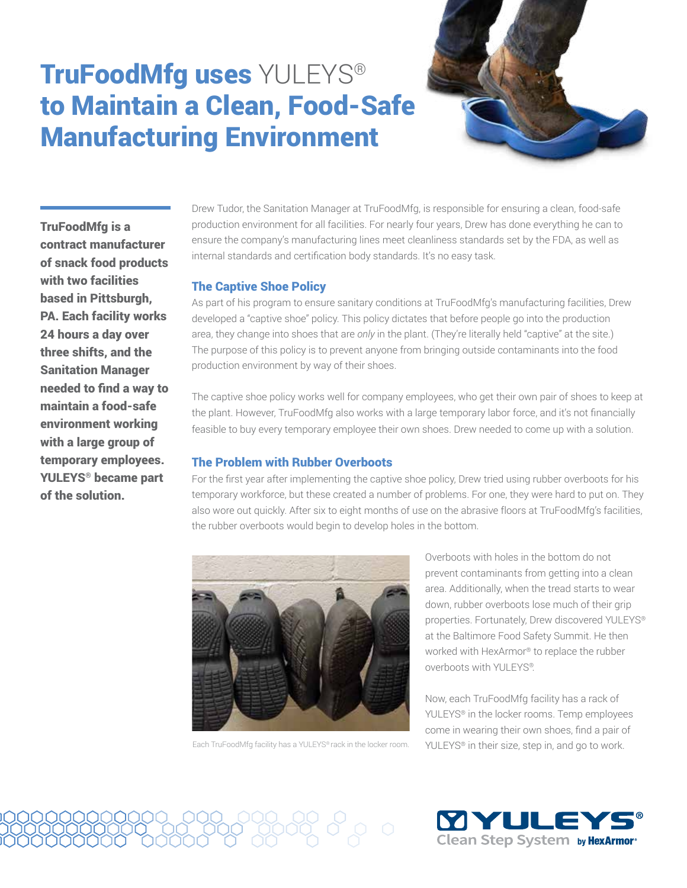# TruFoodMfg uses YULEYS® to Maintain a Clean, Food-Safe Manufacturing Environment

**TruFoodMfg is a contract manufacturer of snack food products with two facilities based in Pittsburgh, PA. Each facility works 24 hours a day over three shifts, and the Sanitation Manager needed to find a way to maintain a food-safe environment working with a large group of temporary employees. YULEYS® became part of the solution.**

Drew Tudor, the Sanitation Manager at TruFoodMfg, is responsible for ensuring a clean, food-safe production environment for all facilities. For nearly four years, Drew has done everything he can to ensure the company's manufacturing lines meet cleanliness standards set by the FDA, as well as internal standards and certification body standards. It's no easy task.

## The Captive Shoe Policy

As part of his program to ensure sanitary conditions at TruFoodMfg's manufacturing facilities, Drew developed a "captive shoe" policy. This policy dictates that before people go into the production area, they change into shoes that are *only* in the plant. (They're literally held "captive" at the site.) The purpose of this policy is to prevent anyone from bringing outside contaminants into the food production environment by way of their shoes.

The captive shoe policy works well for company employees, who get their own pair of shoes to keep at the plant. However, TruFoodMfg also works with a large temporary labor force, and it's not financially feasible to buy every temporary employee their own shoes. Drew needed to come up with a solution.

## The Problem with Rubber Overboots

For the first year after implementing the captive shoe policy, Drew tried using rubber overboots for his temporary workforce, but these created a number of problems. For one, they were hard to put on. They also wore out quickly. After six to eight months of use on the abrasive floors at TruFoodMfg's facilities, the rubber overboots would begin to develop holes in the bottom.

Each TruFoodMfg facility has a YULEYS® rack in the locker room.

Overboots with holes in the bottom do not prevent contaminants from getting into a clean area. Additionally, when the tread starts to wear down, rubber overboots lose much of their grip properties. Fortunately, Drew discovered YULEYS® at the Baltimore Food Safety Summit. He then worked with HexArmor® to replace the rubber overboots with YULEYS®.

Now, each TruFoodMfg facility has a rack of YULEYS® in the locker rooms. Temp employees come in wearing their own shoes, find a pair of YULEYS® in their size, step in, and go to work.

YULEYS® Clean Step System by HexArmor®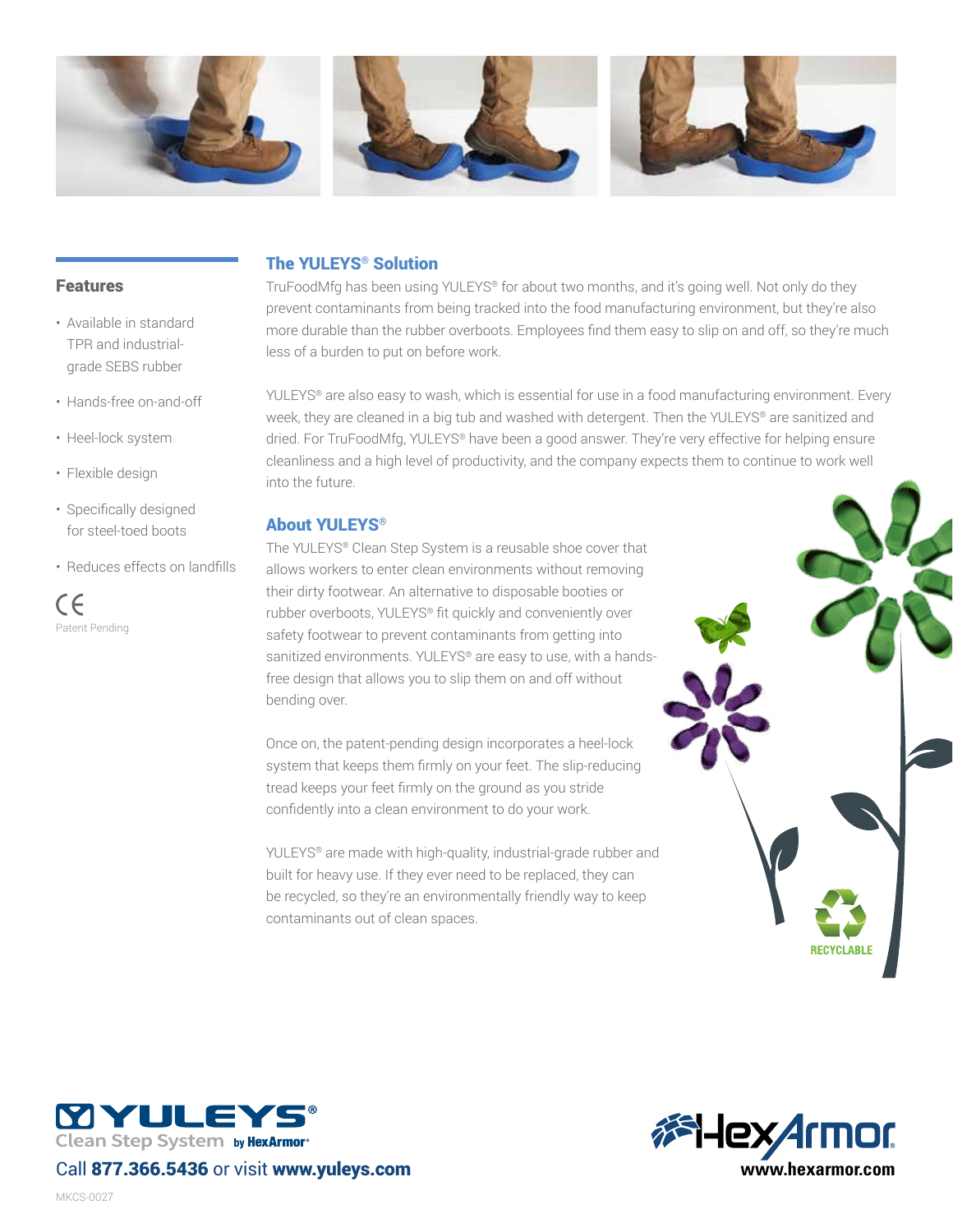## Features

- Available in standard TPR and industrial-grade SEBS rubber
- Hands-free on-and-off
- Heel-lock system
- Flexible design
- Specifically designed for steel-toed boots
- Reduces effects on landfills

CE

Patent Pending

## The YULEYS® Solution

TruFoodMfg has been using YULEYS® for about two months, and it's going well. Not only do they prevent contaminants from being tracked into the food manufacturing environment, but they're also more durable than the rubber overboots. Employees find them easy to slip on and off, so they're much less of a burden to put on before work.

YULEYS® are also easy to wash, which is essential for use in a food manufacturing environment. Every week, they are cleaned in a big tub and washed with detergent. Then the YULEYS® are sanitized and dried. For TruFoodMfg, YULEYS® have been a good answer. They're very effective for helping ensure cleanliness and a high level of productivity, and the company expects them to continue to work well into the future.

## About YULEYS®

The YULEYS® Clean Step System is a reusable shoe cover that allows workers to enter clean environments without removing their dirty footwear. An alternative to disposable booties or rubber overboots, YULEYS® fit quickly and conveniently over safety footwear to prevent contaminants from getting into sanitized environments. YULEYS® are easy to use, with a hands-free design that allows you to slip them on and off without bending over.

Once on, the patent-pending design incorporates a heel-lock system that keeps them firmly on your feet. The slip-reducing tread keeps your feet firmly on the ground as you stride confidently into a clean environment to do your work.

YULEYS® are made with high-quality, industrial-grade rubber and built for heavy use. If they ever need to be replaced, they can be recycled, so they're an environmentally friendly way to keep contaminants out of clean spaces.

RECYCLABLE

YULEYS® Clean Step System by HexArmor®

Call **877.366.5436** or visit **www.yuleys.com**

HexArmor®
**www.hexarmor.com**

MKCS-0027